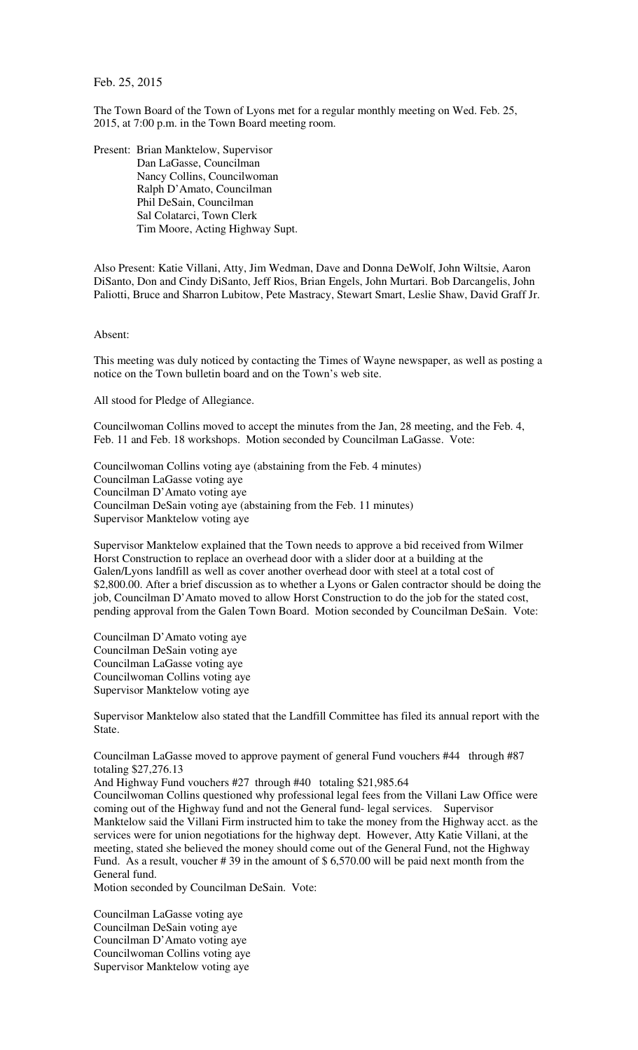Feb. 25, 2015

The Town Board of the Town of Lyons met for a regular monthly meeting on Wed. Feb. 25, 2015, at 7:00 p.m. in the Town Board meeting room.

Present: Brian Manktelow, Supervisor
Dan LaGasse, Councilman
Nancy Collins, Councilwoman
Ralph D'Amato, Councilman
Phil DeSain, Councilman
Sal Colatarci, Town Clerk
Tim Moore, Acting Highway Supt.

Also Present: Katie Villani, Atty, Jim Wedman, Dave and Donna DeWolf, John Wiltsie, Aaron DiSanto, Don and Cindy DiSanto, Jeff Rios, Brian Engels, John Murtari. Bob Darcangelis, John Paliotti, Bruce and Sharron Lubitow, Pete Mastracy, Stewart Smart, Leslie Shaw, David Graff Jr.

Absent:

This meeting was duly noticed by contacting the Times of Wayne newspaper, as well as posting a notice on the Town bulletin board and on the Town's web site.

All stood for Pledge of Allegiance.

Councilwoman Collins moved to accept the minutes from the Jan, 28 meeting, and the Feb. 4, Feb. 11 and Feb. 18 workshops. Motion seconded by Councilman LaGasse. Vote:

Councilwoman Collins voting aye (abstaining from the Feb. 4 minutes)
Councilman LaGasse voting aye
Councilman D'Amato voting aye
Councilman DeSain voting aye (abstaining from the Feb. 11 minutes)
Supervisor Manktelow voting aye

Supervisor Manktelow explained that the Town needs to approve a bid received from Wilmer Horst Construction to replace an overhead door with a slider door at a building at the Galen/Lyons landfill as well as cover another overhead door with steel at a total cost of $2,800.00. After a brief discussion as to whether a Lyons or Galen contractor should be doing the job, Councilman D'Amato moved to allow Horst Construction to do the job for the stated cost, pending approval from the Galen Town Board. Motion seconded by Councilman DeSain. Vote:

Councilman D'Amato voting aye
Councilman DeSain voting aye
Councilman LaGasse voting aye
Councilwoman Collins voting aye
Supervisor Manktelow voting aye

Supervisor Manktelow also stated that the Landfill Committee has filed its annual report with the State.

Councilman LaGasse moved to approve payment of general Fund vouchers #44 through #87 totaling $27,276.13
And Highway Fund vouchers #27 through #40 totaling $21,985.64
Councilwoman Collins questioned why professional legal fees from the Villani Law Office were coming out of the Highway fund and not the General fund- legal services. Supervisor Manktelow said the Villani Firm instructed him to take the money from the Highway acct. as the services were for union negotiations for the highway dept. However, Atty Katie Villani, at the meeting, stated she believed the money should come out of the General Fund, not the Highway Fund. As a result, voucher # 39 in the amount of $ 6,570.00 will be paid next month from the General fund.
Motion seconded by Councilman DeSain. Vote:

Councilman LaGasse voting aye
Councilman DeSain voting aye
Councilman D'Amato voting aye
Councilwoman Collins voting aye
Supervisor Manktelow voting aye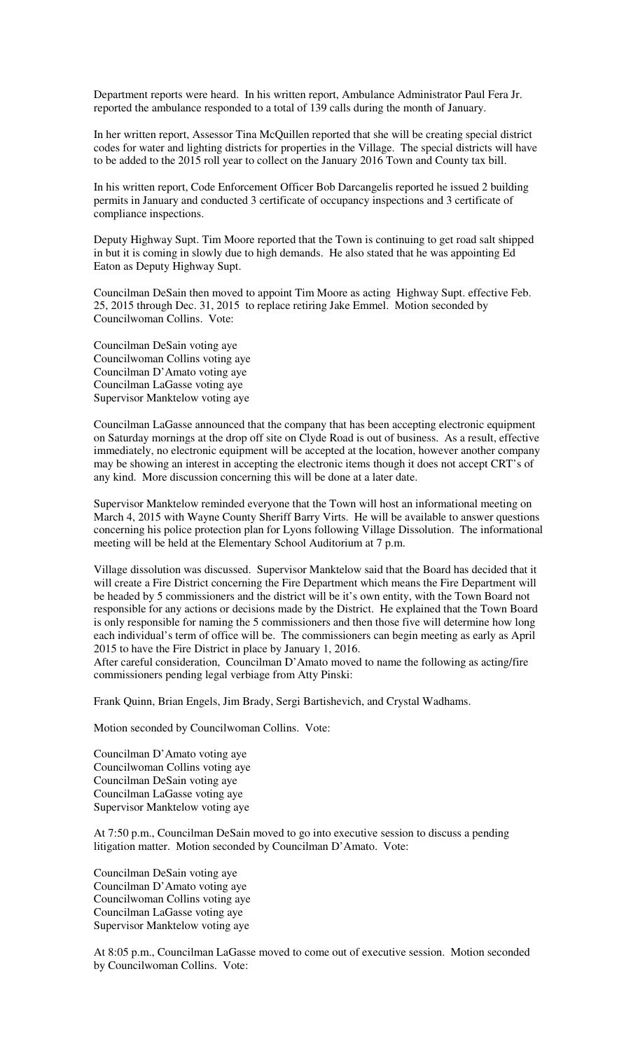Department reports were heard. In his written report, Ambulance Administrator Paul Fera Jr. reported the ambulance responded to a total of 139 calls during the month of January.

In her written report, Assessor Tina McQuillen reported that she will be creating special district codes for water and lighting districts for properties in the Village. The special districts will have to be added to the 2015 roll year to collect on the January 2016 Town and County tax bill.

In his written report, Code Enforcement Officer Bob Darcangelis reported he issued 2 building permits in January and conducted 3 certificate of occupancy inspections and 3 certificate of compliance inspections.

Deputy Highway Supt. Tim Moore reported that the Town is continuing to get road salt shipped in but it is coming in slowly due to high demands. He also stated that he was appointing Ed Eaton as Deputy Highway Supt.

Councilman DeSain then moved to appoint Tim Moore as acting Highway Supt. effective Feb. 25, 2015 through Dec. 31, 2015 to replace retiring Jake Emmel. Motion seconded by Councilwoman Collins. Vote:

Councilman DeSain voting aye
Councilwoman Collins voting aye
Councilman D'Amato voting aye
Councilman LaGasse voting aye
Supervisor Manktelow voting aye

Councilman LaGasse announced that the company that has been accepting electronic equipment on Saturday mornings at the drop off site on Clyde Road is out of business. As a result, effective immediately, no electronic equipment will be accepted at the location, however another company may be showing an interest in accepting the electronic items though it does not accept CRT's of any kind. More discussion concerning this will be done at a later date.

Supervisor Manktelow reminded everyone that the Town will host an informational meeting on March 4, 2015 with Wayne County Sheriff Barry Virts. He will be available to answer questions concerning his police protection plan for Lyons following Village Dissolution. The informational meeting will be held at the Elementary School Auditorium at 7 p.m.

Village dissolution was discussed. Supervisor Manktelow said that the Board has decided that it will create a Fire District concerning the Fire Department which means the Fire Department will be headed by 5 commissioners and the district will be it's own entity, with the Town Board not responsible for any actions or decisions made by the District. He explained that the Town Board is only responsible for naming the 5 commissioners and then those five will determine how long each individual's term of office will be. The commissioners can begin meeting as early as April 2015 to have the Fire District in place by January 1, 2016.
After careful consideration, Councilman D'Amato moved to name the following as acting/fire commissioners pending legal verbiage from Atty Pinski:

Frank Quinn, Brian Engels, Jim Brady, Sergi Bartishevich, and Crystal Wadhams.

Motion seconded by Councilwoman Collins. Vote:

Councilman D'Amato voting aye
Councilwoman Collins voting aye
Councilman DeSain voting aye
Councilman LaGasse voting aye
Supervisor Manktelow voting aye

At 7:50 p.m., Councilman DeSain moved to go into executive session to discuss a pending litigation matter. Motion seconded by Councilman D'Amato. Vote:

Councilman DeSain voting aye
Councilman D'Amato voting aye
Councilwoman Collins voting aye
Councilman LaGasse voting aye
Supervisor Manktelow voting aye

At 8:05 p.m., Councilman LaGasse moved to come out of executive session. Motion seconded by Councilwoman Collins. Vote: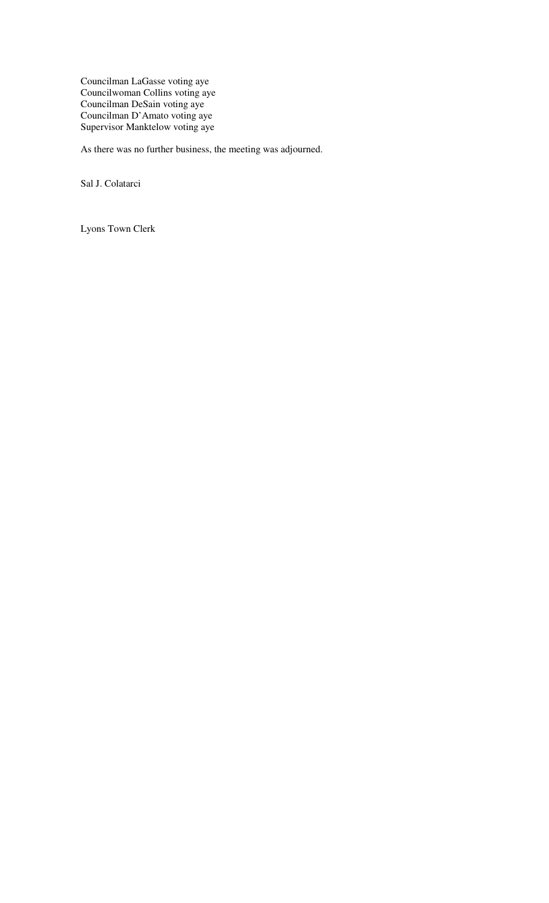Councilman LaGasse voting aye
Councilwoman Collins voting aye
Councilman DeSain voting aye
Councilman D'Amato voting aye
Supervisor Manktelow voting aye

As there was no further business, the meeting was adjourned.

Sal J. Colatarci

Lyons Town Clerk